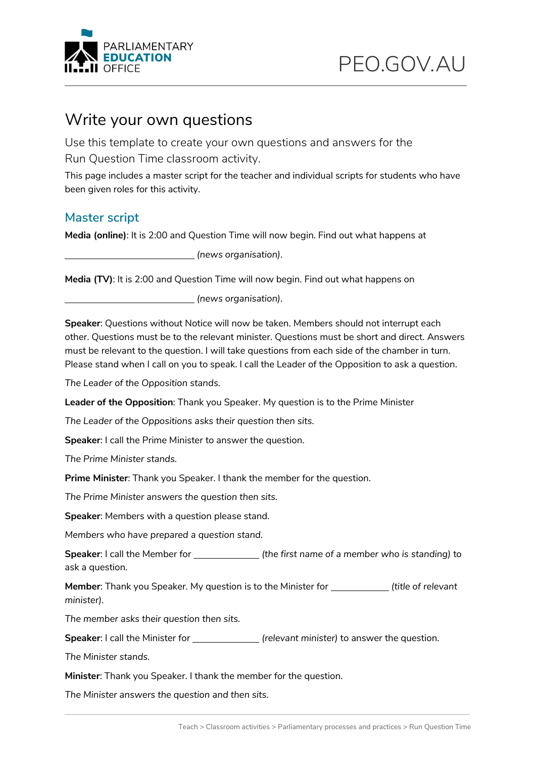# Write your own questions

Use this template to create your own questions and answers for the Run Question Time classroom activity.

This page includes a master script for the teacher and individual scripts for students who have been given roles for this activity.

## Master script

**Media (online)**: It is 2:00 and Question Time will now begin. Find out what happens at

_________________________ *(news organisation)*.

**Media (TV)**: It is 2:00 and Question Time will now begin. Find out what happens on

_________________________ *(news organisation)*.

**Speaker**: Questions without Notice will now be taken. Members should not interrupt each other. Questions must be to the relevant minister. Questions must be short and direct. Answers must be relevant to the question. I will take questions from each side of the chamber in turn. Please stand when I call on you to speak. I call the Leader of the Opposition to ask a question.

*The Leader of the Opposition stands.*

**Leader of the Opposition**: Thank you Speaker. My question is to the Prime Minister

*The Leader of the Oppositions asks their question then sits.*

**Speaker**: I call the Prime Minister to answer the question.

*The Prime Minister stands.*

**Prime Minister**: Thank you Speaker. I thank the member for the question.

*The Prime Minister answers the question then sits.*

**Speaker**: Members with a question please stand.

*Members who have prepared a question stand.*

**Speaker**: I call the Member for _____________ *(the first name of a member who is standing)* to ask a question.

**Member**: Thank you Speaker. My question is to the Minister for ___________ *(title of relevant minister)*.

*The member asks their question then sits.*

**Speaker**: I call the Minister for _____________ *(relevant minister)* to answer the question.

*The Minister stands.*

**Minister**: Thank you Speaker. I thank the member for the question.

*The Minister answers the question and then sits.*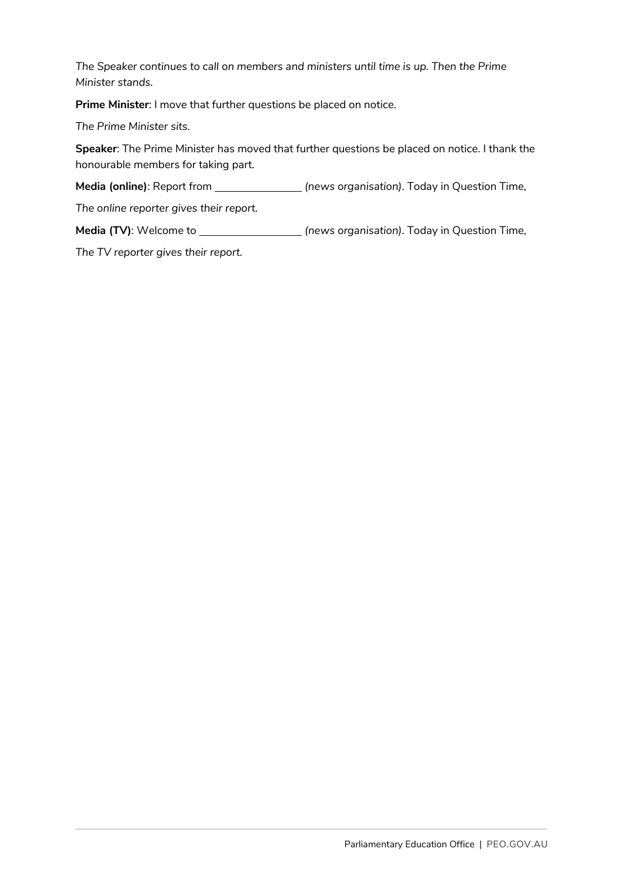*The Speaker continues to call on members and ministers until time is up. Then the Prime Minister stands.*

**Prime Minister**: I move that further questions be placed on notice.

*The Prime Minister sits.*

**Speaker**: The Prime Minister has moved that further questions be placed on notice. I thank the honourable members for taking part.

**Media (online)**: Report from _______________ *(news organisation)*. Today in Question Time,

*The online reporter gives their report.*

**Media (TV)**: Welcome to _________________ *(news organisation)*. Today in Question Time,

*The TV reporter gives their report.*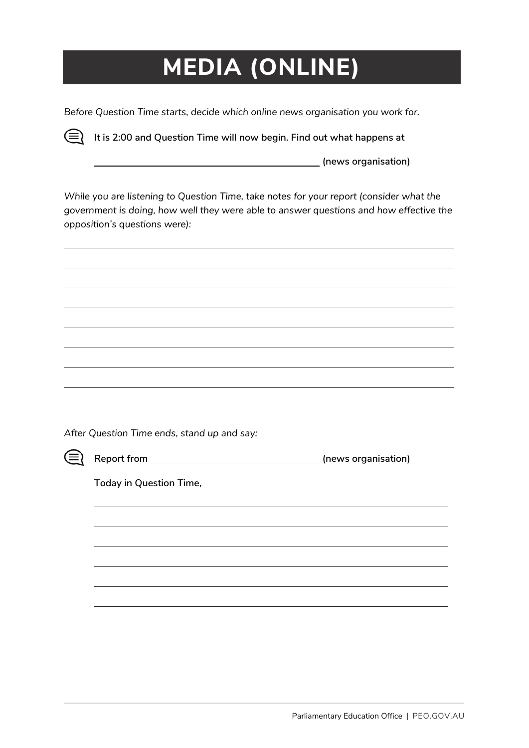# MEDIA (ONLINE)

*Before Question Time starts, decide which online news organisation you work for.*

**It is 2:00 and Question Time will now begin. Find out what happens at**

**\_\_\_\_\_\_\_\_\_\_\_\_\_\_\_\_\_\_\_\_\_\_\_\_\_\_\_\_\_\_\_\_\_\_\_\_\_\_\_\_ (news organisation)**

*While you are listening to Question Time, take notes for your report (consider what the government is doing, how well they were able to answer questions and how effective the opposition's questions were):*

\_\_\_\_\_\_\_\_\_\_\_\_\_\_\_\_\_\_\_\_\_\_\_\_\_\_\_\_\_\_\_\_\_\_\_\_\_\_\_\_\_\_\_\_\_\_\_\_\_\_\_\_\_\_\_\_\_\_\_\_\_\_\_\_\_\_\_\_

\_\_\_\_\_\_\_\_\_\_\_\_\_\_\_\_\_\_\_\_\_\_\_\_\_\_\_\_\_\_\_\_\_\_\_\_\_\_\_\_\_\_\_\_\_\_\_\_\_\_\_\_\_\_\_\_\_\_\_\_\_\_\_\_\_\_\_\_

\_\_\_\_\_\_\_\_\_\_\_\_\_\_\_\_\_\_\_\_\_\_\_\_\_\_\_\_\_\_\_\_\_\_\_\_\_\_\_\_\_\_\_\_\_\_\_\_\_\_\_\_\_\_\_\_\_\_\_\_\_\_\_\_\_\_\_\_

\_\_\_\_\_\_\_\_\_\_\_\_\_\_\_\_\_\_\_\_\_\_\_\_\_\_\_\_\_\_\_\_\_\_\_\_\_\_\_\_\_\_\_\_\_\_\_\_\_\_\_\_\_\_\_\_\_\_\_\_\_\_\_\_\_\_\_\_

\_\_\_\_\_\_\_\_\_\_\_\_\_\_\_\_\_\_\_\_\_\_\_\_\_\_\_\_\_\_\_\_\_\_\_\_\_\_\_\_\_\_\_\_\_\_\_\_\_\_\_\_\_\_\_\_\_\_\_\_\_\_\_\_\_\_\_\_

\_\_\_\_\_\_\_\_\_\_\_\_\_\_\_\_\_\_\_\_\_\_\_\_\_\_\_\_\_\_\_\_\_\_\_\_\_\_\_\_\_\_\_\_\_\_\_\_\_\_\_\_\_\_\_\_\_\_\_\_\_\_\_\_\_\_\_\_

\_\_\_\_\_\_\_\_\_\_\_\_\_\_\_\_\_\_\_\_\_\_\_\_\_\_\_\_\_\_\_\_\_\_\_\_\_\_\_\_\_\_\_\_\_\_\_\_\_\_\_\_\_\_\_\_\_\_\_\_\_\_\_\_\_\_\_\_

*After Question Time ends, stand up and say:*

**Report from \_\_\_\_\_\_\_\_\_\_\_\_\_\_\_\_\_\_\_\_\_\_\_\_\_\_\_\_\_\_\_\_ (news organisation)**

**Today in Question Time,**

\_\_\_\_\_\_\_\_\_\_\_\_\_\_\_\_\_\_\_\_\_\_\_\_\_\_\_\_\_\_\_\_\_\_\_\_\_\_\_\_\_\_\_\_\_\_\_\_\_\_\_\_\_\_\_\_\_\_\_\_\_\_\_\_

\_\_\_\_\_\_\_\_\_\_\_\_\_\_\_\_\_\_\_\_\_\_\_\_\_\_\_\_\_\_\_\_\_\_\_\_\_\_\_\_\_\_\_\_\_\_\_\_\_\_\_\_\_\_\_\_\_\_\_\_\_\_\_\_

\_\_\_\_\_\_\_\_\_\_\_\_\_\_\_\_\_\_\_\_\_\_\_\_\_\_\_\_\_\_\_\_\_\_\_\_\_\_\_\_\_\_\_\_\_\_\_\_\_\_\_\_\_\_\_\_\_\_\_\_\_\_\_\_

\_\_\_\_\_\_\_\_\_\_\_\_\_\_\_\_\_\_\_\_\_\_\_\_\_\_\_\_\_\_\_\_\_\_\_\_\_\_\_\_\_\_\_\_\_\_\_\_\_\_\_\_\_\_\_\_\_\_\_\_\_\_\_\_

\_\_\_\_\_\_\_\_\_\_\_\_\_\_\_\_\_\_\_\_\_\_\_\_\_\_\_\_\_\_\_\_\_\_\_\_\_\_\_\_\_\_\_\_\_\_\_\_\_\_\_\_\_\_\_\_\_\_\_\_\_\_\_\_

\_\_\_\_\_\_\_\_\_\_\_\_\_\_\_\_\_\_\_\_\_\_\_\_\_\_\_\_\_\_\_\_\_\_\_\_\_\_\_\_\_\_\_\_\_\_\_\_\_\_\_\_\_\_\_\_\_\_\_\_\_\_\_\_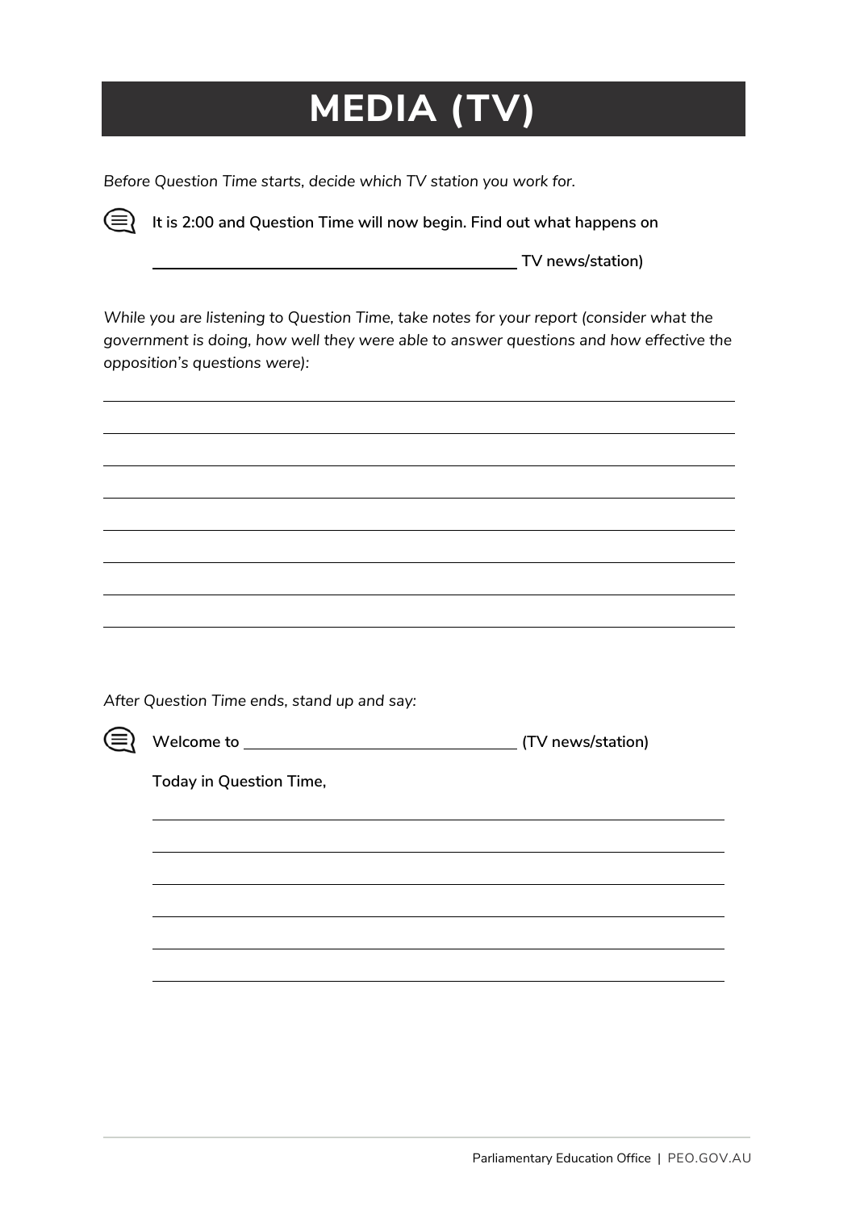# MEDIA (TV)

*Before Question Time starts, decide which TV station you work for.*

**It is 2:00 and Question Time will now begin. Find out what happens on**

**\_\_\_\_\_\_\_\_\_\_\_\_\_\_\_\_\_\_\_\_\_\_\_\_\_\_\_\_\_\_\_\_\_\_\_\_\_\_\_\_ TV news/station)**

*While you are listening to Question Time, take notes for your report (consider what the government is doing, how well they were able to answer questions and how effective the opposition's questions were):*

\_\_\_\_\_\_\_\_\_\_\_\_\_\_\_\_\_\_\_\_\_\_\_\_\_\_\_\_\_\_\_\_\_\_\_\_\_\_\_\_\_\_\_\_\_\_\_\_\_\_\_\_\_\_\_\_\_\_\_\_\_\_\_\_\_\_\_\_

\_\_\_\_\_\_\_\_\_\_\_\_\_\_\_\_\_\_\_\_\_\_\_\_\_\_\_\_\_\_\_\_\_\_\_\_\_\_\_\_\_\_\_\_\_\_\_\_\_\_\_\_\_\_\_\_\_\_\_\_\_\_\_\_\_\_\_\_

\_\_\_\_\_\_\_\_\_\_\_\_\_\_\_\_\_\_\_\_\_\_\_\_\_\_\_\_\_\_\_\_\_\_\_\_\_\_\_\_\_\_\_\_\_\_\_\_\_\_\_\_\_\_\_\_\_\_\_\_\_\_\_\_\_\_\_\_

\_\_\_\_\_\_\_\_\_\_\_\_\_\_\_\_\_\_\_\_\_\_\_\_\_\_\_\_\_\_\_\_\_\_\_\_\_\_\_\_\_\_\_\_\_\_\_\_\_\_\_\_\_\_\_\_\_\_\_\_\_\_\_\_\_\_\_\_

\_\_\_\_\_\_\_\_\_\_\_\_\_\_\_\_\_\_\_\_\_\_\_\_\_\_\_\_\_\_\_\_\_\_\_\_\_\_\_\_\_\_\_\_\_\_\_\_\_\_\_\_\_\_\_\_\_\_\_\_\_\_\_\_\_\_\_\_

\_\_\_\_\_\_\_\_\_\_\_\_\_\_\_\_\_\_\_\_\_\_\_\_\_\_\_\_\_\_\_\_\_\_\_\_\_\_\_\_\_\_\_\_\_\_\_\_\_\_\_\_\_\_\_\_\_\_\_\_\_\_\_\_\_\_\_\_

\_\_\_\_\_\_\_\_\_\_\_\_\_\_\_\_\_\_\_\_\_\_\_\_\_\_\_\_\_\_\_\_\_\_\_\_\_\_\_\_\_\_\_\_\_\_\_\_\_\_\_\_\_\_\_\_\_\_\_\_\_\_\_\_\_\_\_\_

*After Question Time ends, stand up and say:*

**Welcome to \_\_\_\_\_\_\_\_\_\_\_\_\_\_\_\_\_\_\_\_\_\_\_\_\_\_\_\_\_\_ (TV news/station)**

**Today in Question Time,**

\_\_\_\_\_\_\_\_\_\_\_\_\_\_\_\_\_\_\_\_\_\_\_\_\_\_\_\_\_\_\_\_\_\_\_\_\_\_\_\_\_\_\_\_\_\_\_\_\_\_\_\_\_\_\_\_\_\_\_\_\_\_\_\_

\_\_\_\_\_\_\_\_\_\_\_\_\_\_\_\_\_\_\_\_\_\_\_\_\_\_\_\_\_\_\_\_\_\_\_\_\_\_\_\_\_\_\_\_\_\_\_\_\_\_\_\_\_\_\_\_\_\_\_\_\_\_\_\_

\_\_\_\_\_\_\_\_\_\_\_\_\_\_\_\_\_\_\_\_\_\_\_\_\_\_\_\_\_\_\_\_\_\_\_\_\_\_\_\_\_\_\_\_\_\_\_\_\_\_\_\_\_\_\_\_\_\_\_\_\_\_\_\_

\_\_\_\_\_\_\_\_\_\_\_\_\_\_\_\_\_\_\_\_\_\_\_\_\_\_\_\_\_\_\_\_\_\_\_\_\_\_\_\_\_\_\_\_\_\_\_\_\_\_\_\_\_\_\_\_\_\_\_\_\_\_\_\_

\_\_\_\_\_\_\_\_\_\_\_\_\_\_\_\_\_\_\_\_\_\_\_\_\_\_\_\_\_\_\_\_\_\_\_\_\_\_\_\_\_\_\_\_\_\_\_\_\_\_\_\_\_\_\_\_\_\_\_\_\_\_\_\_

\_\_\_\_\_\_\_\_\_\_\_\_\_\_\_\_\_\_\_\_\_\_\_\_\_\_\_\_\_\_\_\_\_\_\_\_\_\_\_\_\_\_\_\_\_\_\_\_\_\_\_\_\_\_\_\_\_\_\_\_\_\_\_\_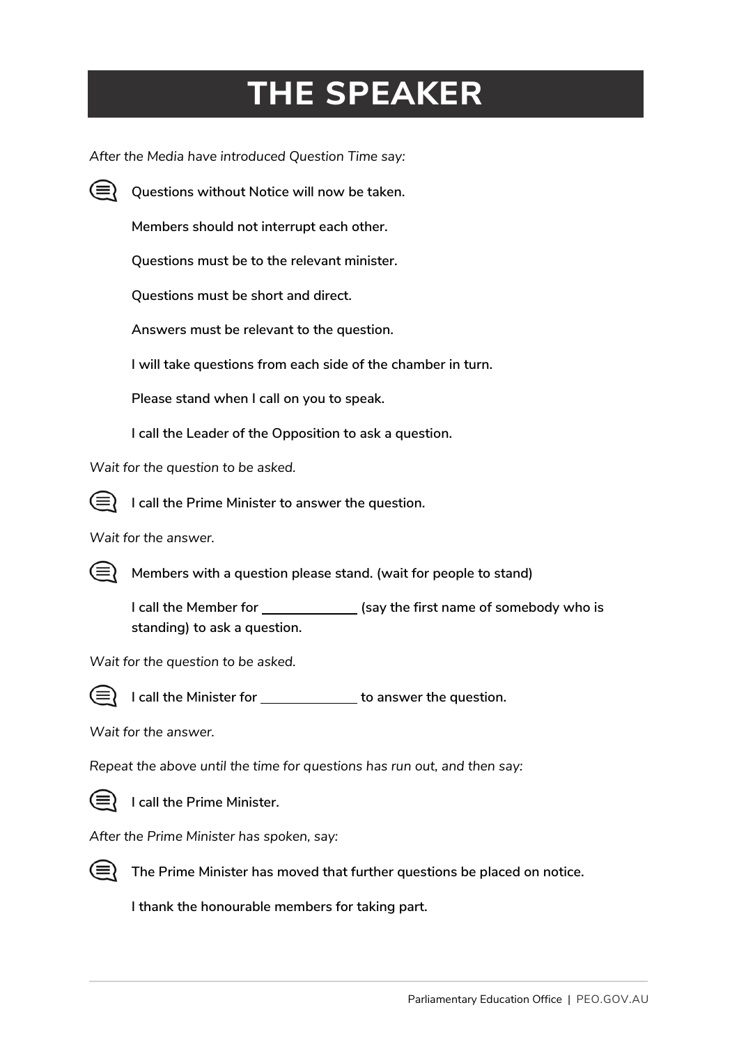# THE SPEAKER

*After the Media have introduced Question Time say:*

**Questions without Notice will now be taken.**

**Members should not interrupt each other.**

**Questions must be to the relevant minister.**

**Questions must be short and direct.**

**Answers must be relevant to the question.**

**I will take questions from each side of the chamber in turn.**

**Please stand when I call on you to speak.**

**I call the Leader of the Opposition to ask a question.**

*Wait for the question to be asked.*

**I call the Prime Minister to answer the question.**

*Wait for the answer.*

**Members with a question please stand. (wait for people to stand)**

**I call the Member for ____________ (say the first name of somebody who is standing) to ask a question.**

*Wait for the question to be asked.*

**I call the Minister for ____________ to answer the question.**

*Wait for the answer.*

*Repeat the above until the time for questions has run out, and then say:*

**I call the Prime Minister.**

*After the Prime Minister has spoken, say:*

**The Prime Minister has moved that further questions be placed on notice.**

**I thank the honourable members for taking part.**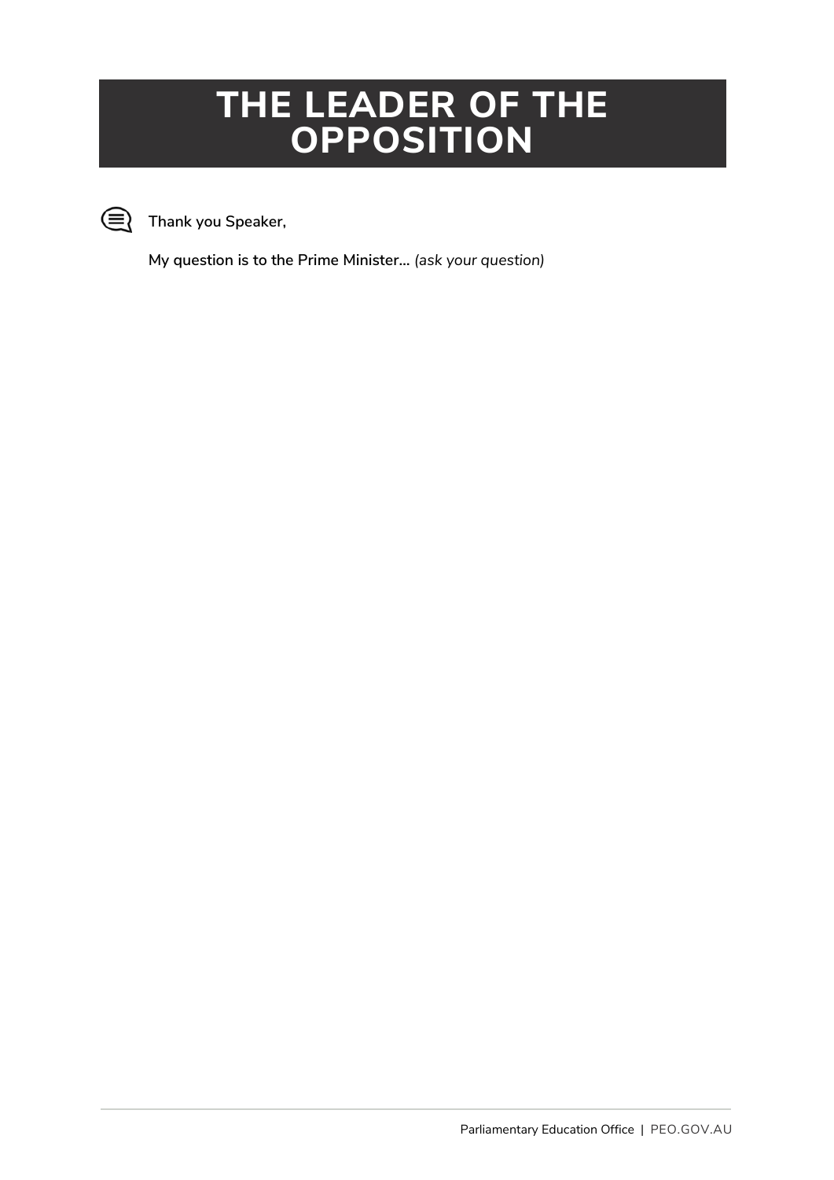# THE LEADER OF THE OPPOSITION

**Thank you Speaker,**

**My question is to the Prime Minister…** *(ask your question)*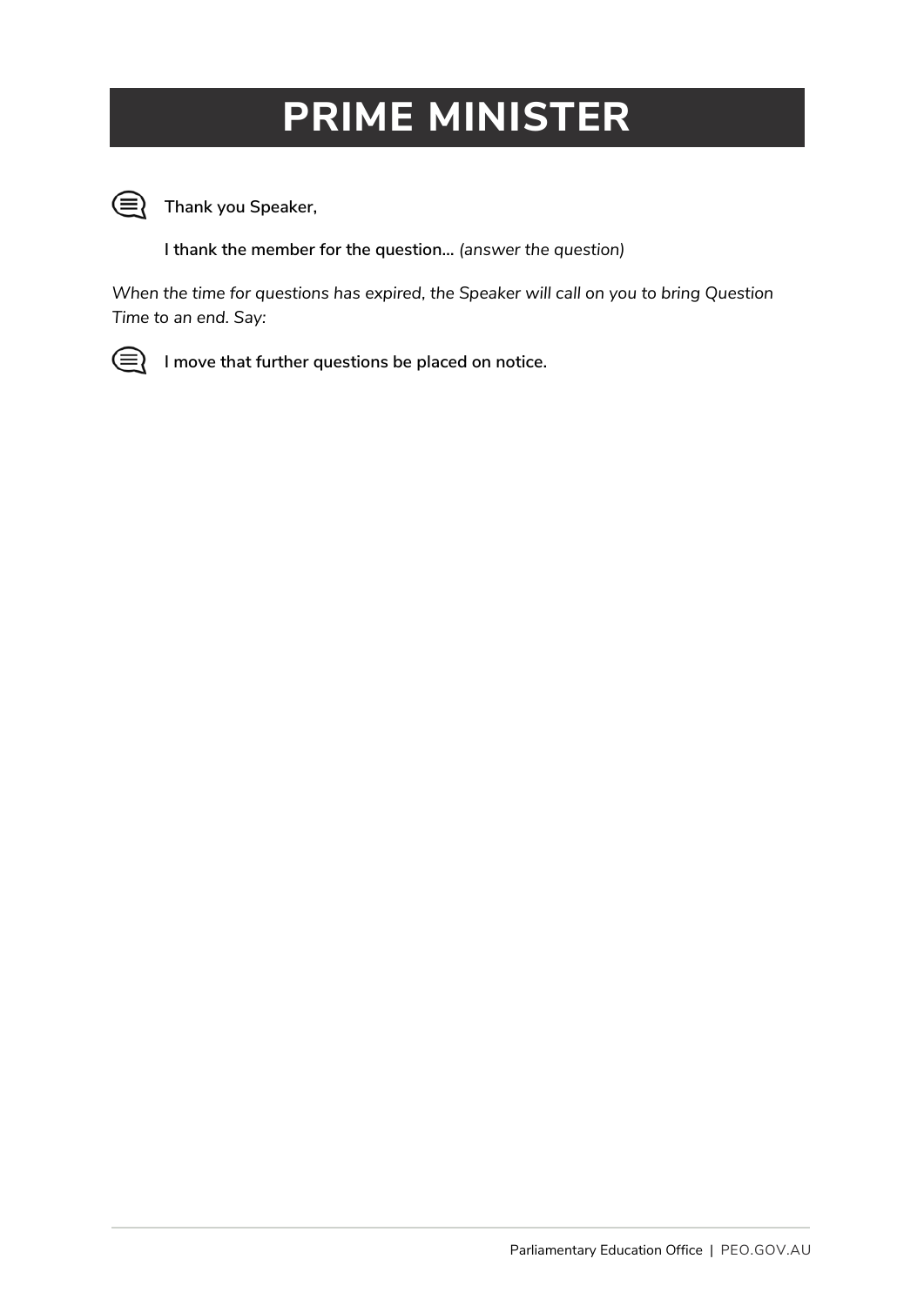# PRIME MINISTER

**Thank you Speaker,**

**I thank the member for the question…** *(answer the question)*

*When the time for questions has expired, the Speaker will call on you to bring Question Time to an end. Say:*

**I move that further questions be placed on notice.**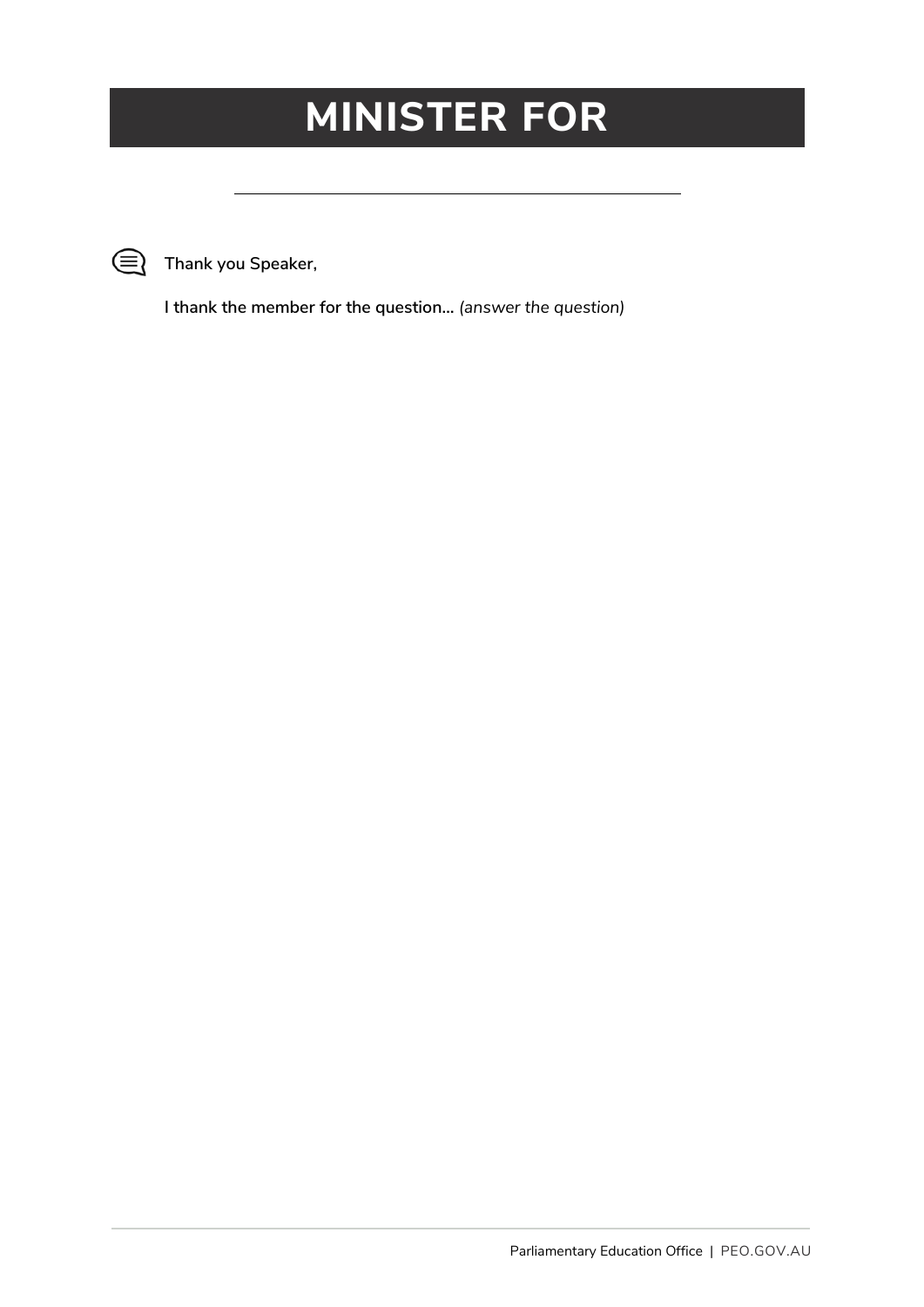# MINISTER FOR

______________________________

**Thank you Speaker,**

**I thank the member for the question...** *(answer the question)*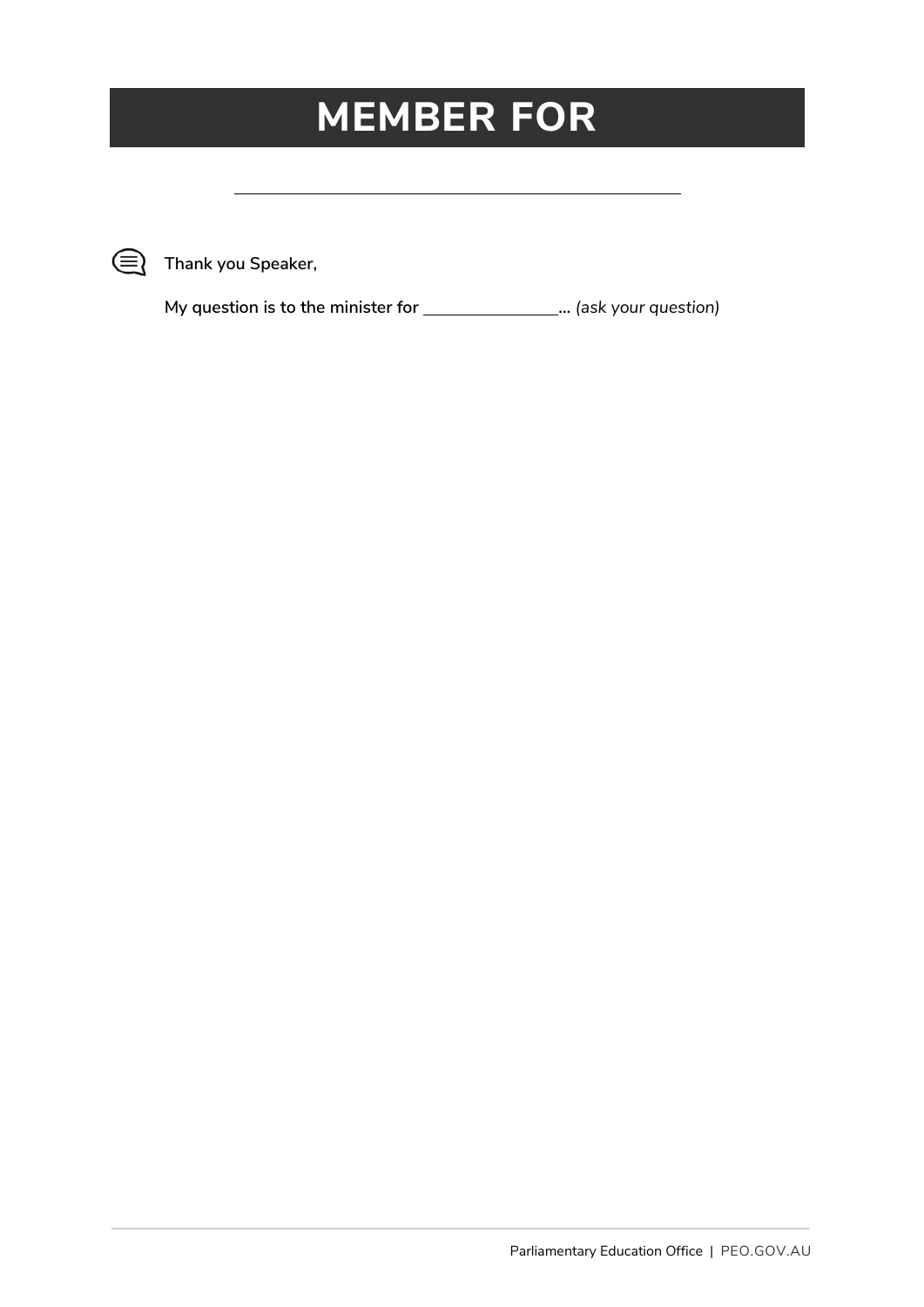# MEMBER FOR

\_\_\_\_\_\_\_\_\_\_\_\_\_\_\_\_\_\_\_\_\_\_\_\_\_\_\_\_\_\_\_\_\_\_\_\_\_\_\_\_

**Thank you Speaker,**

**My question is to the minister for \_\_\_\_\_\_\_\_\_\_\_\_\_\_\_\_...** *(ask your question)*